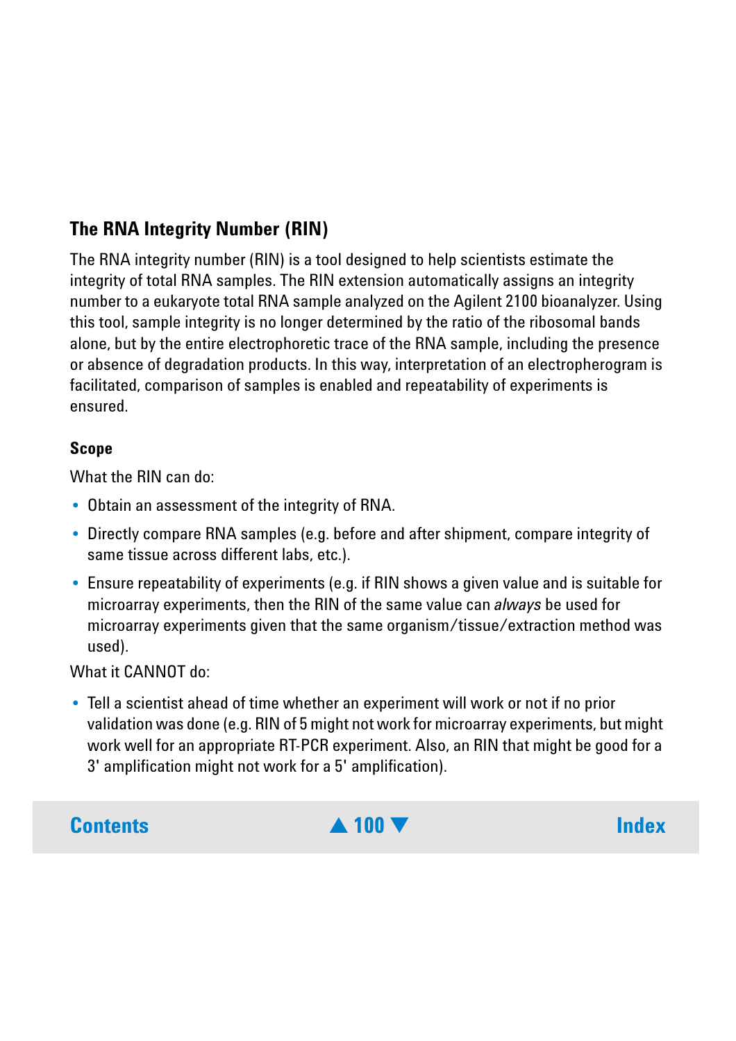## The RNA Integrity Number (RIN)

The RNA integrity number (RIN) is a tool designed to help scientists estimate the integrity of total RNA samples. The RIN extension automatically assigns an integrity number to a eukaryote total RNA sample analyzed on the Agilent 2100 bioanalyzer. Using this tool, sample integrity is no longer determined by the ratio of the ribosomal bands alone, but by the entire electrophoretic trace of the RNA sample, including the presence or absence of degradation products. In this way, interpretation of an electropherogram is facilitated, comparison of samples is enabled and repeatability of experiments is ensured.

### Scope

What the RIN can do:

- Obtain an assessment of the integrity of RNA.
- Directly compare RNA samples (e.g. before and after shipment, compare integrity of same tissue across different labs, etc.).
- Ensure repeatability of experiments (e.g. if RIN shows a given value and is suitable for microarray experiments, then the RIN of the same value can *always* be used for microarray experiments given that the same organism/tissue/extraction method was used).

What it CANNOT do:

- Tell a scientist ahead of time whether an experiment will work or not if no prior validation was done (e.g. RIN of 5 might not work for microarray experiments, but might work well for an appropriate RT-PCR experiment. Also, an RIN that might be good for a 3' amplification might not work for a 5' amplification).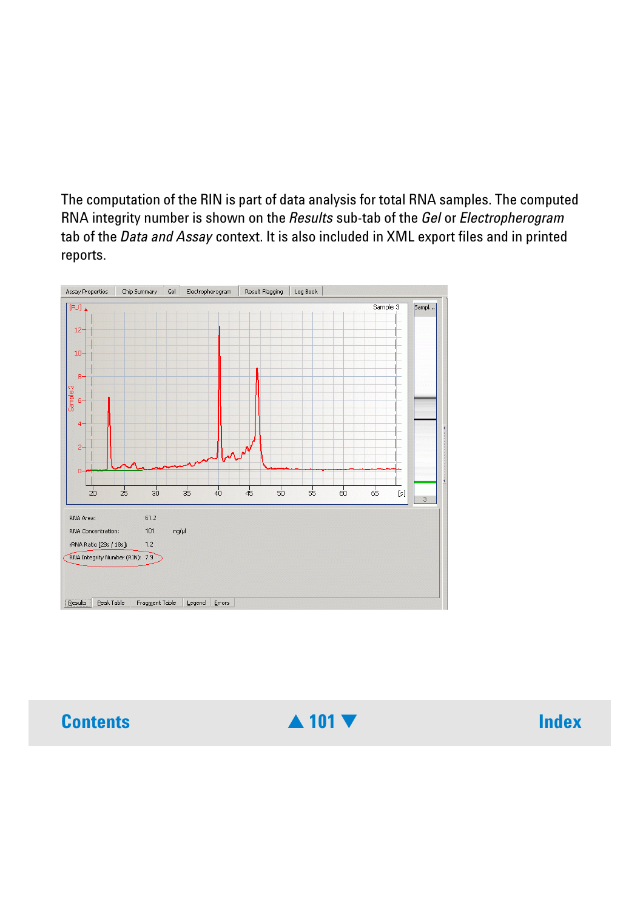The computation of the RIN is part of data analysis for total RNA samples. The computed RNA integrity number is shown on the *Results* sub-tab of the *Gel* or *Electropherogram* tab of the *Data and Assay* context. It is also included in XML export files and in printed reports.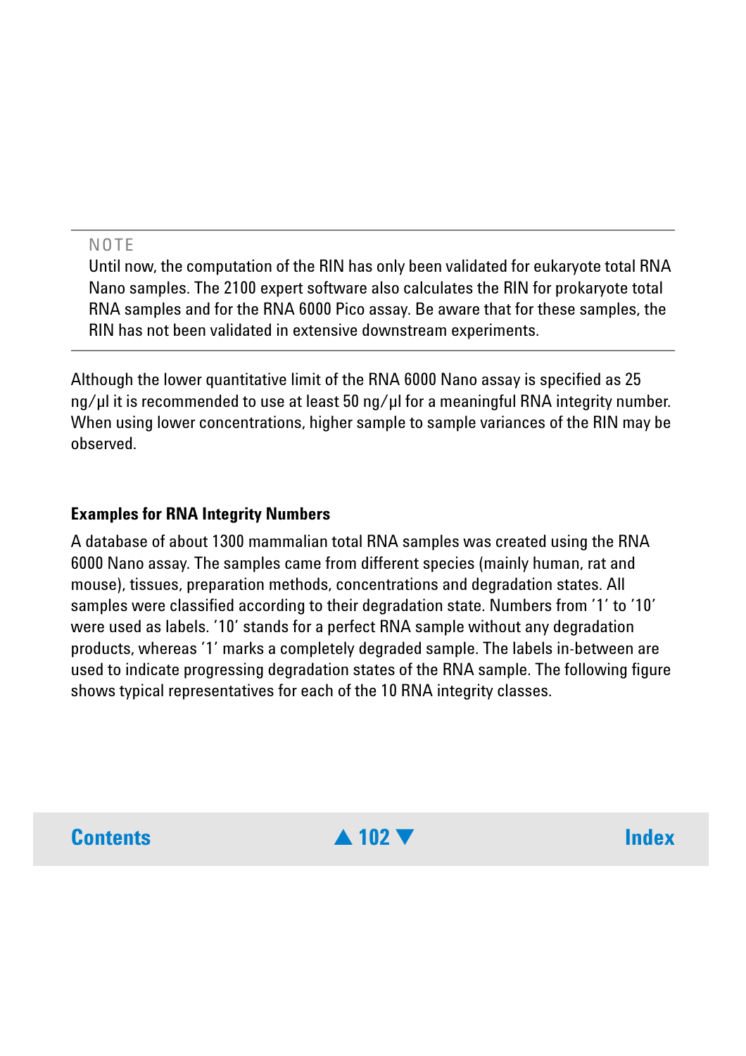> **NOTE**
>
> Until now, the computation of the RIN has only been validated for eukaryote total RNA Nano samples. The 2100 expert software also calculates the RIN for prokaryote total RNA samples and for the RNA 6000 Pico assay. Be aware that for these samples, the RIN has not been validated in extensive downstream experiments.

Although the lower quantitative limit of the RNA 6000 Nano assay is specified as 25 ng/µl it is recommended to use at least 50 ng/µl for a meaningful RNA integrity number. When using lower concentrations, higher sample to sample variances of the RIN may be observed.

### Examples for RNA Integrity Numbers

A database of about 1300 mammalian total RNA samples was created using the RNA 6000 Nano assay. The samples came from different species (mainly human, rat and mouse), tissues, preparation methods, concentrations and degradation states. All samples were classified according to their degradation state. Numbers from ‘1’ to ‘10’ were used as labels. ‘10’ stands for a perfect RNA sample without any degradation products, whereas ‘1’ marks a completely degraded sample. The labels in-between are used to indicate progressing degradation states of the RNA sample. The following figure shows typical representatives for each of the 10 RNA integrity classes.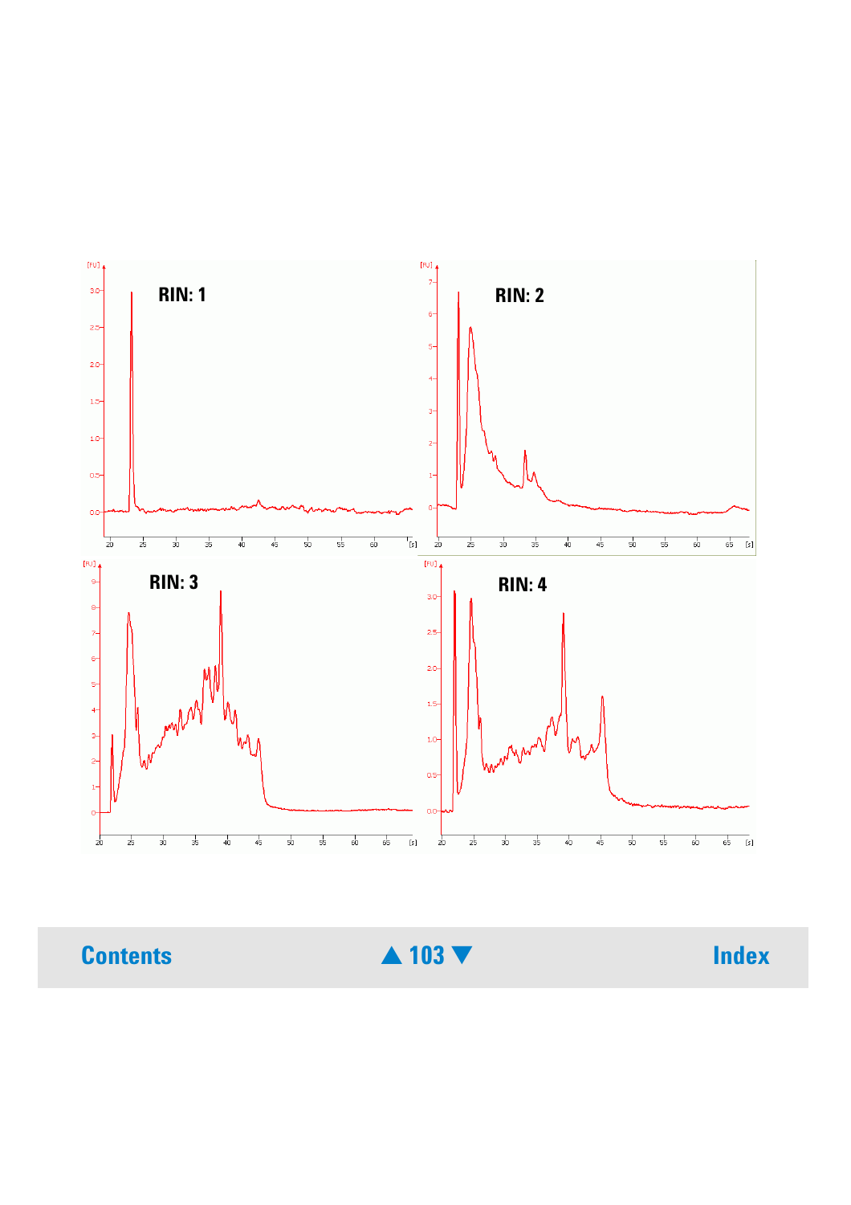RIN: 1

RIN: 2

RIN: 3

RIN: 4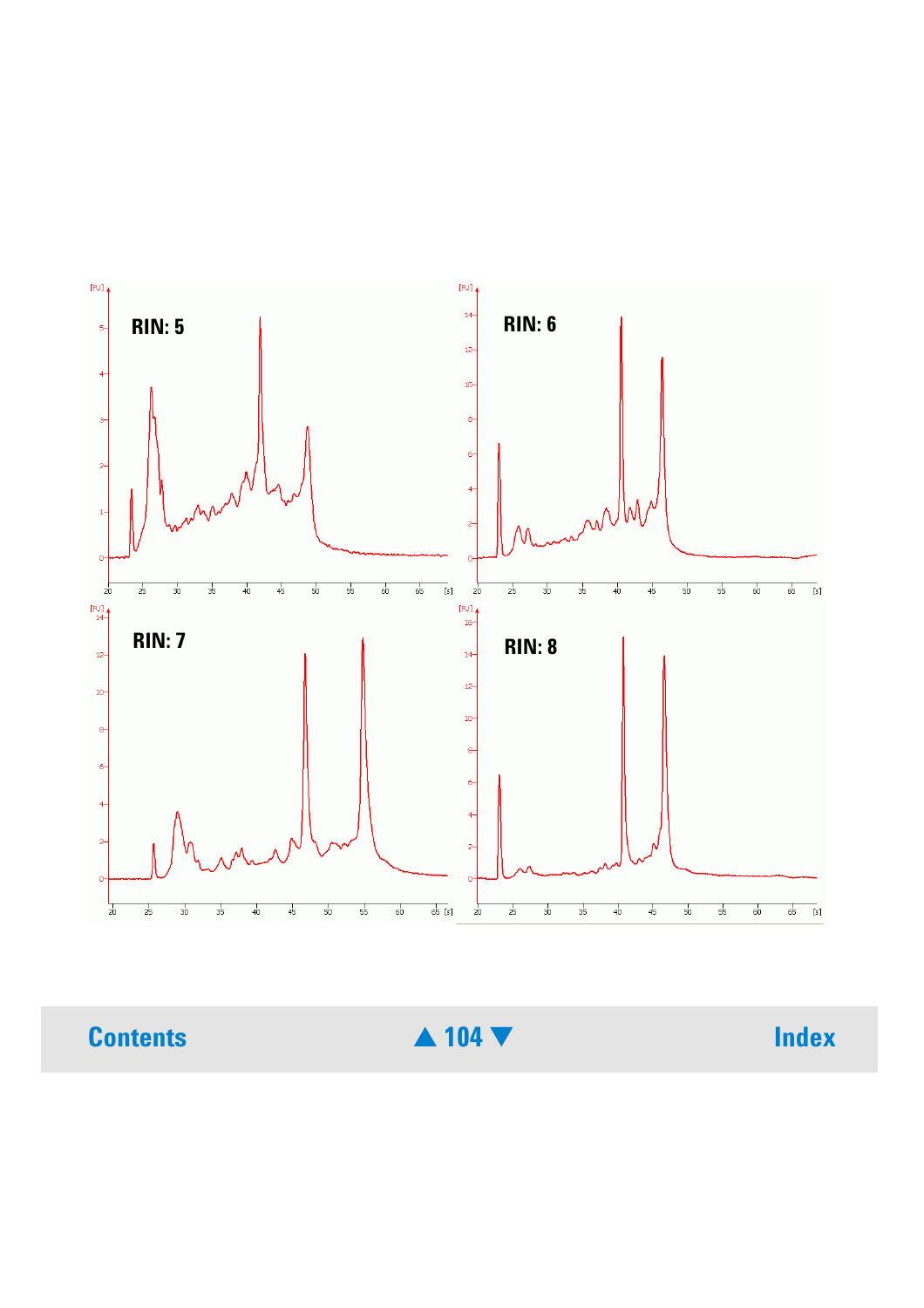RIN: 5

RIN: 6

RIN: 7

RIN: 8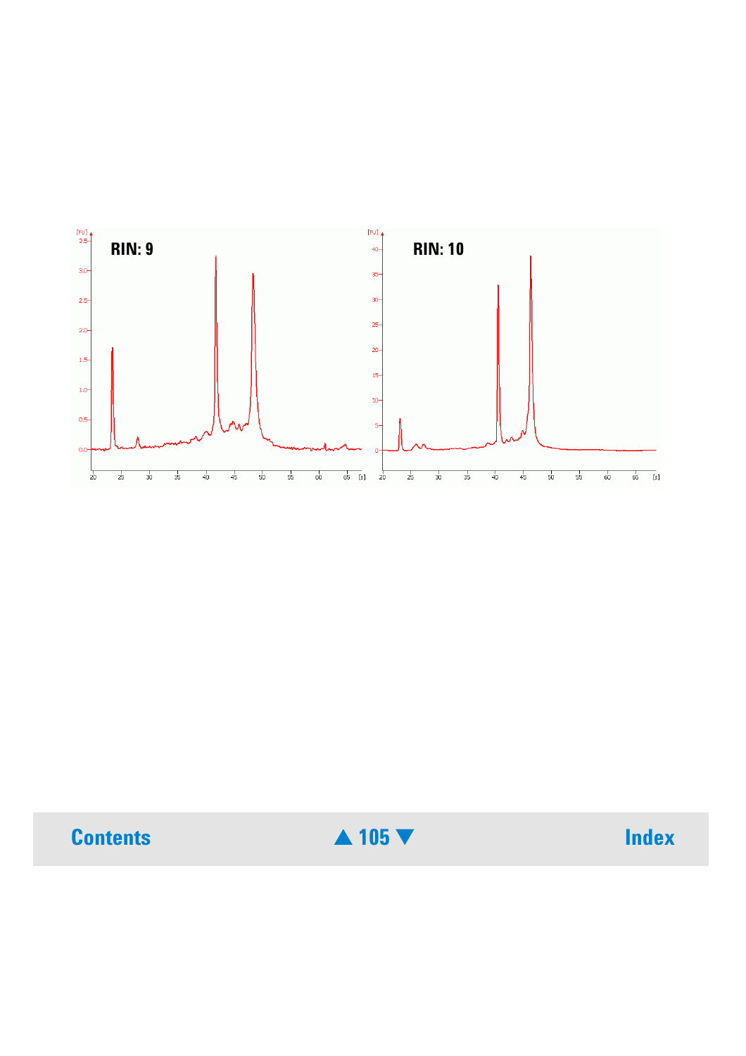RIN: 9

RIN: 10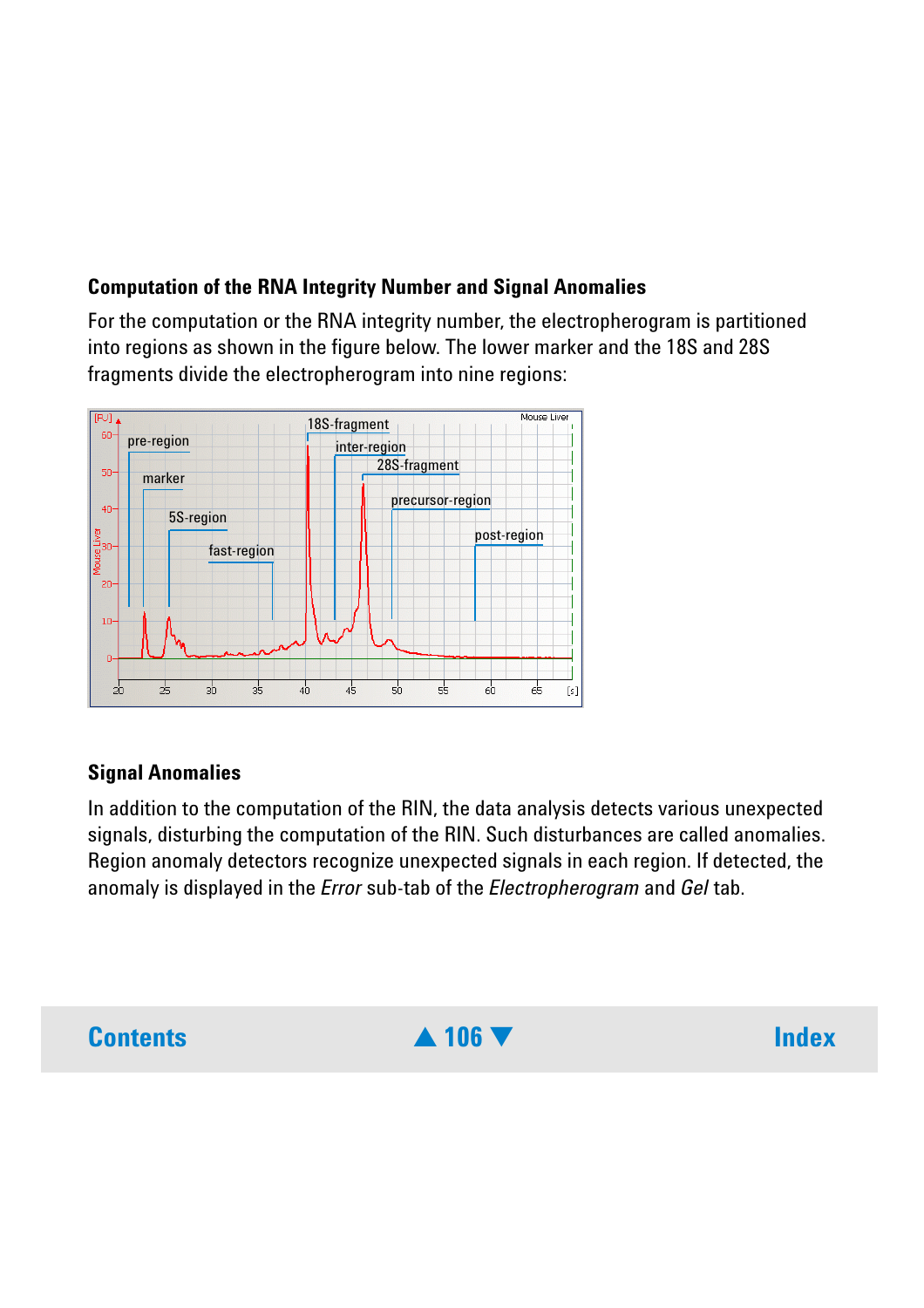### Computation of the RNA Integrity Number and Signal Anomalies

For the computation or the RNA integrity number, the electropherogram is partitioned into regions as shown in the figure below. The lower marker and the 18S and 28S fragments divide the electropherogram into nine regions:

### Signal Anomalies

In addition to the computation of the RIN, the data analysis detects various unexpected signals, disturbing the computation of the RIN. Such disturbances are called anomalies. Region anomaly detectors recognize unexpected signals in each region. If detected, the anomaly is displayed in the *Error* sub-tab of the *Electropherogram* and *Gel* tab.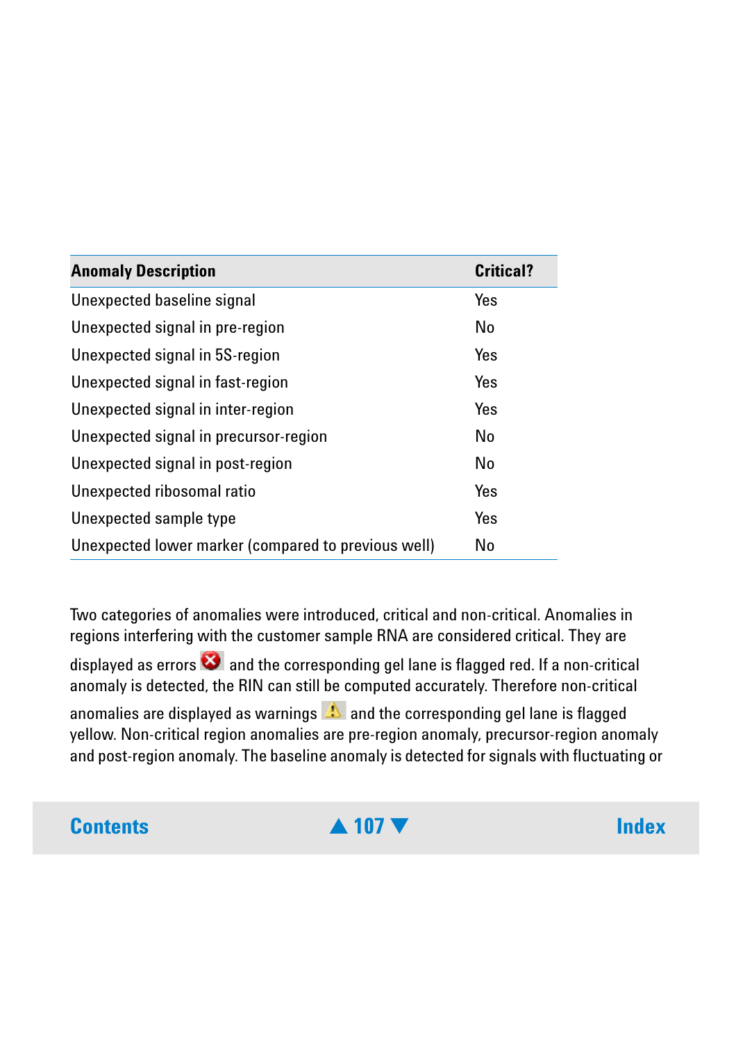| Anomaly Description | Critical? |
|---|---|
| Unexpected baseline signal | Yes |
| Unexpected signal in pre-region | No |
| Unexpected signal in 5S-region | Yes |
| Unexpected signal in fast-region | Yes |
| Unexpected signal in inter-region | Yes |
| Unexpected signal in precursor-region | No |
| Unexpected signal in post-region | No |
| Unexpected ribosomal ratio | Yes |
| Unexpected sample type | Yes |
| Unexpected lower marker (compared to previous well) | No |

Two categories of anomalies were introduced, critical and non-critical. Anomalies in regions interfering with the customer sample RNA are considered critical. They are displayed as errors and the corresponding gel lane is flagged red. If a non-critical anomaly is detected, the RIN can still be computed accurately. Therefore non-critical anomalies are displayed as warnings and the corresponding gel lane is flagged yellow. Non-critical region anomalies are pre-region anomaly, precursor-region anomaly and post-region anomaly. The baseline anomaly is detected for signals with fluctuating or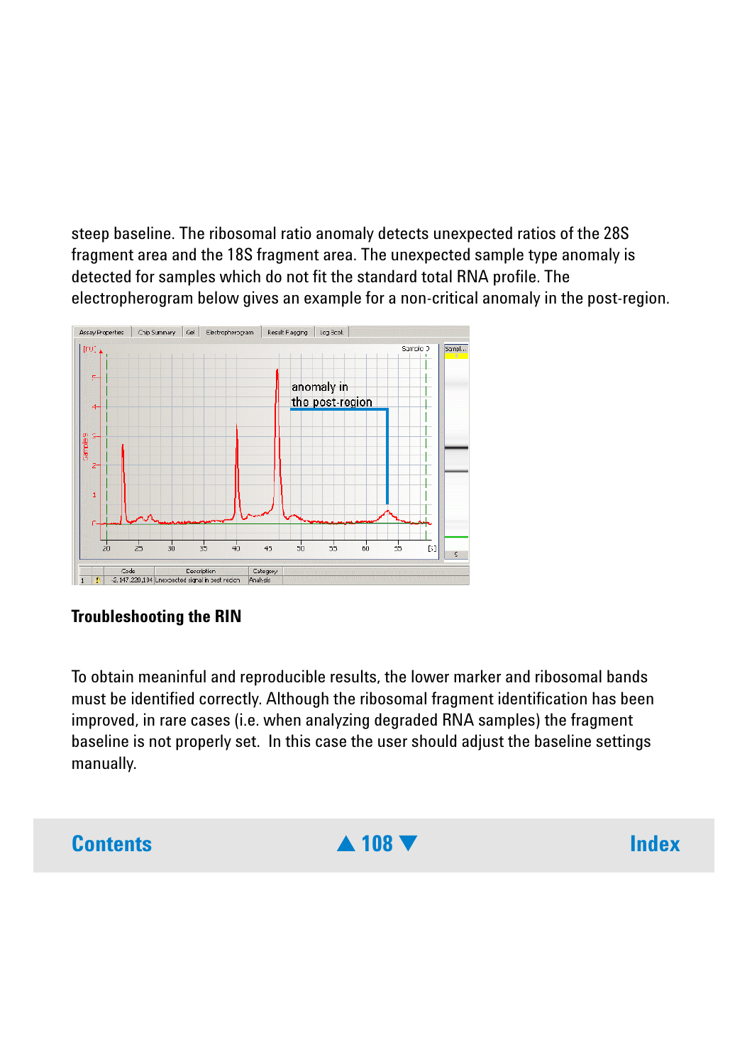steep baseline. The ribosomal ratio anomaly detects unexpected ratios of the 28S fragment area and the 18S fragment area. The unexpected sample type anomaly is detected for samples which do not fit the standard total RNA profile. The electropherogram below gives an example for a non-critical anomaly in the post-region.

### Troubleshooting the RIN

To obtain meaninful and reproducible results, the lower marker and ribosomal bands must be identified correctly. Although the ribosomal fragment identification has been improved, in rare cases (i.e. when analyzing degraded RNA samples) the fragment baseline is not properly set. In this case the user should adjust the baseline settings manually.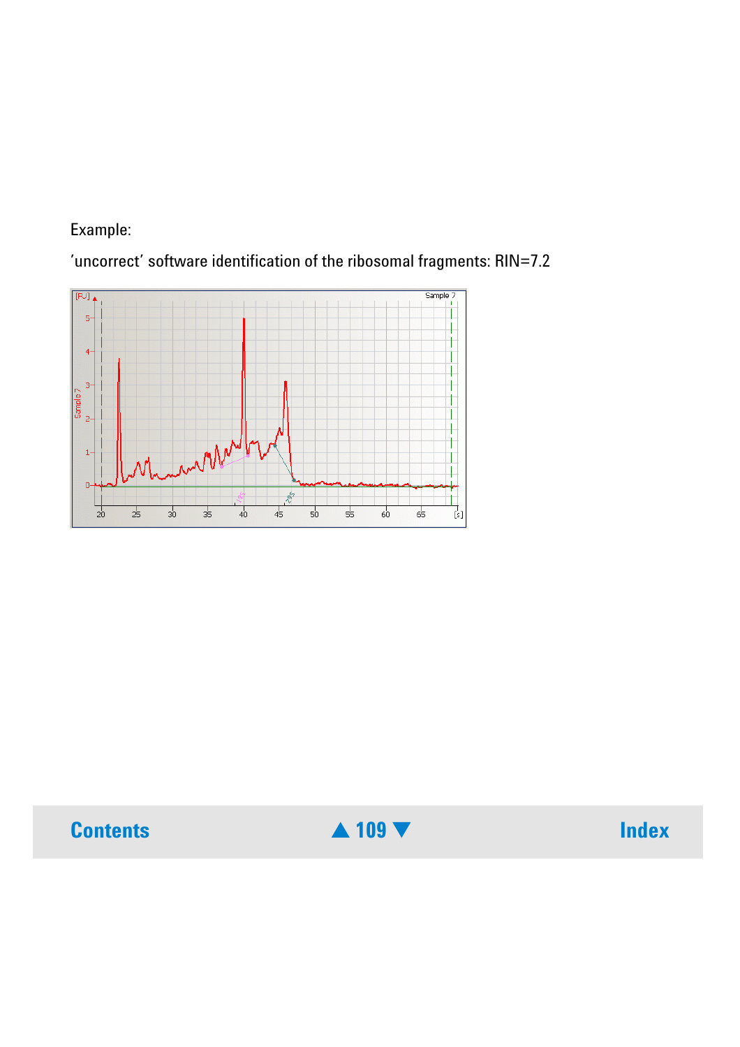Example:

'uncorrect' software identification of the ribosomal fragments: RIN=7.2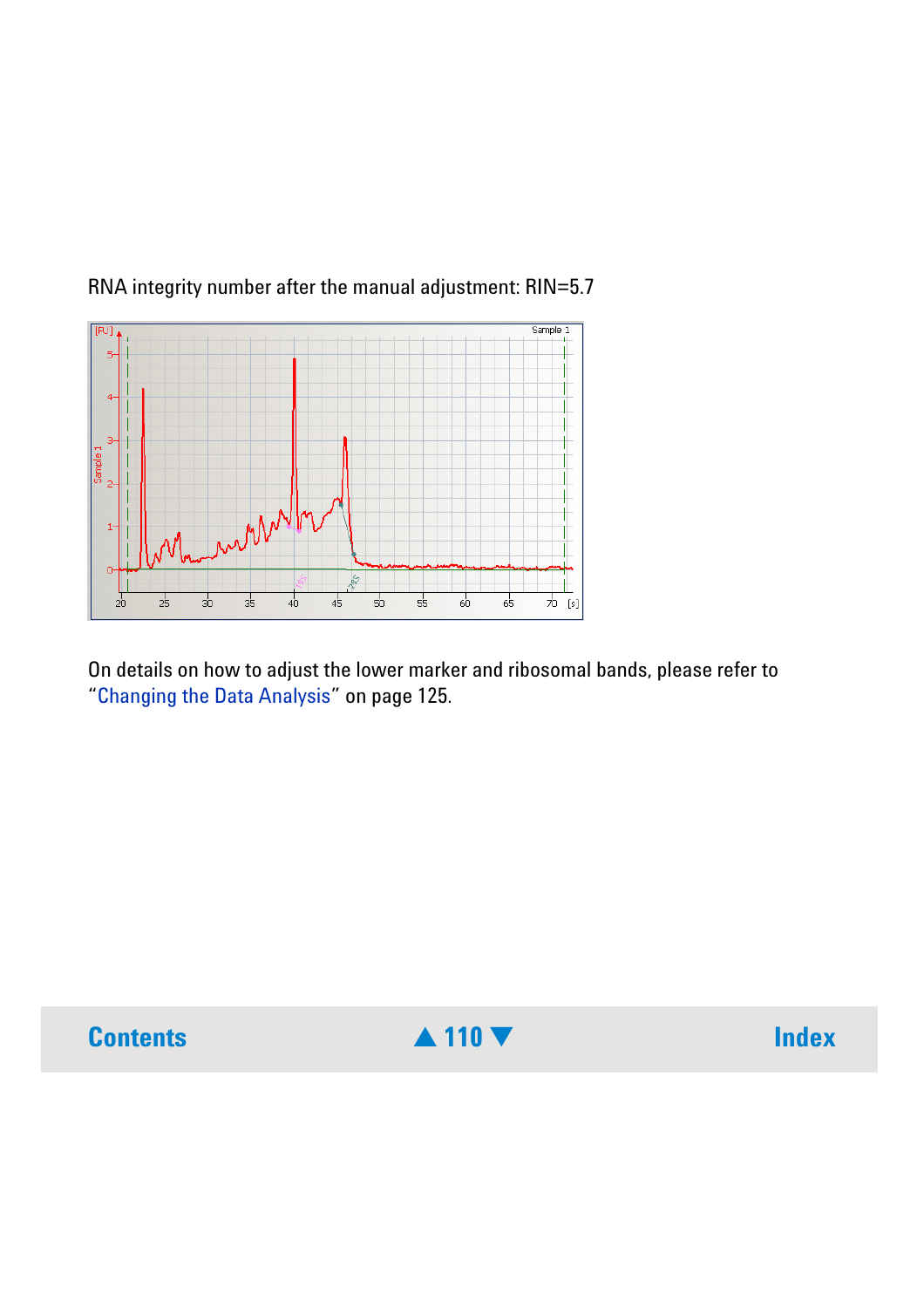RNA integrity number after the manual adjustment: RIN=5.7

On details on how to adjust the lower marker and ribosomal bands, please refer to "Changing the Data Analysis" on page 125.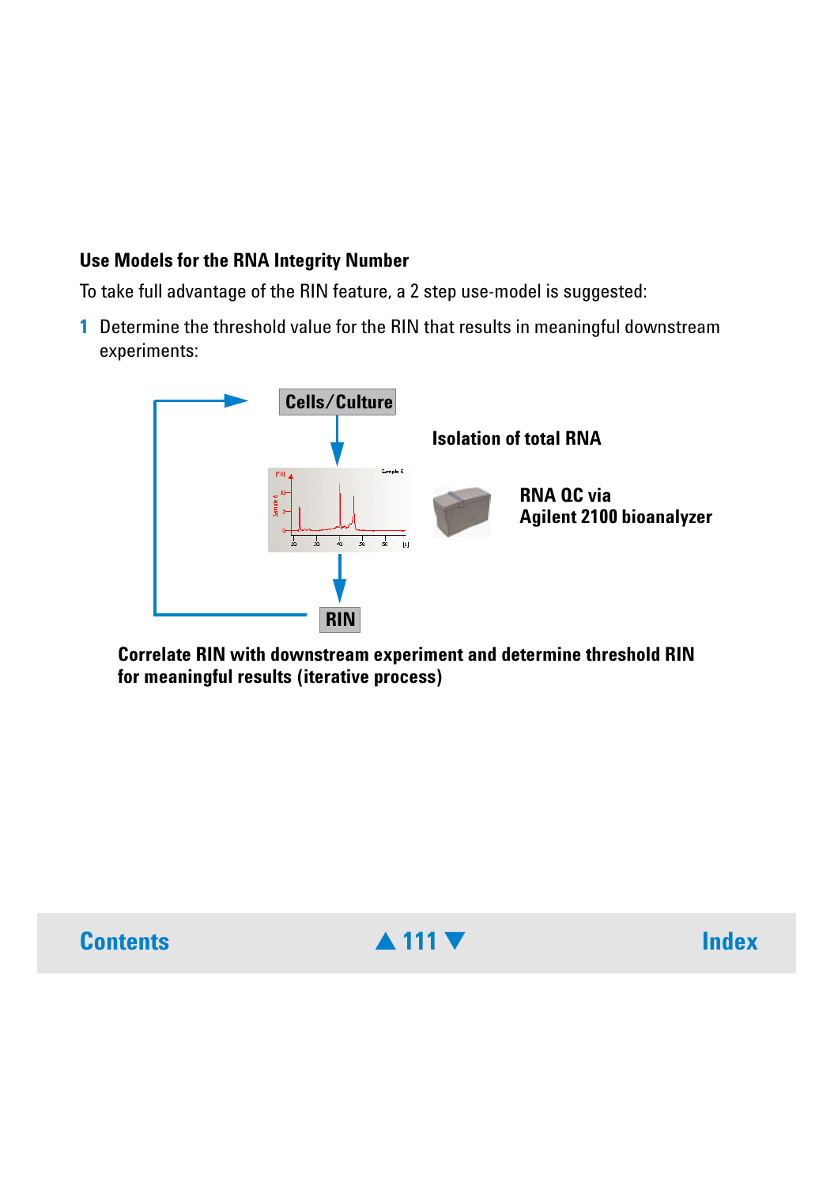### Use Models for the RNA Integrity Number

To take full advantage of the RIN feature, a 2 step use-model is suggested:

1 Determine the threshold value for the RIN that results in meaningful downstream experiments:

Cells/Culture

Isolation of total RNA

RNA QC via Agilent 2100 bioanalyzer

RIN

Correlate RIN with downstream experiment and determine threshold RIN for meaningful results (iterative process)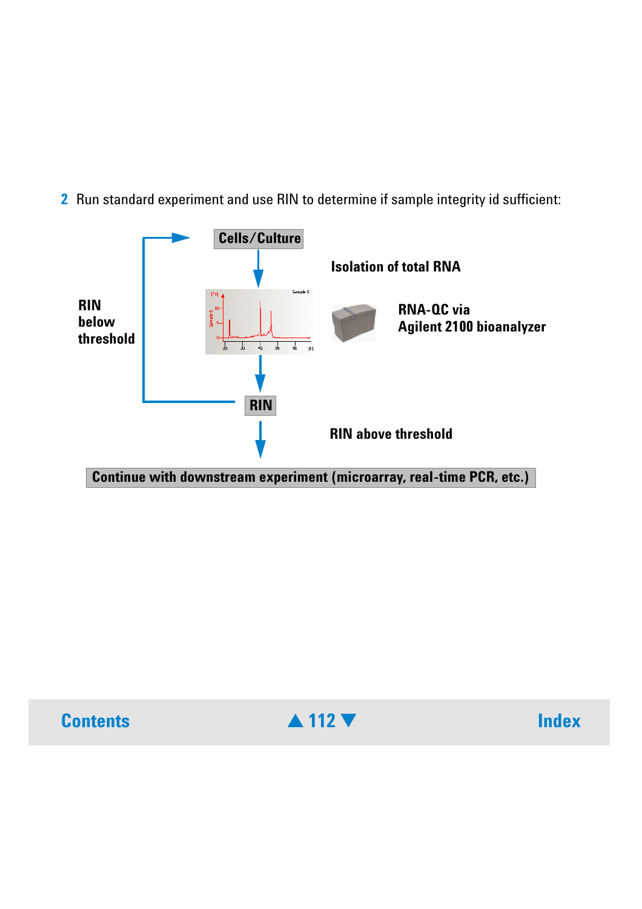2 Run standard experiment and use RIN to determine if sample integrity id sufficient:

Cells/Culture

Isolation of total RNA

RNA-QC via
Agilent 2100 bioanalyzer

RIN below threshold

RIN

RIN above threshold

Continue with downstream experiment (microarray, real-time PCR, etc.)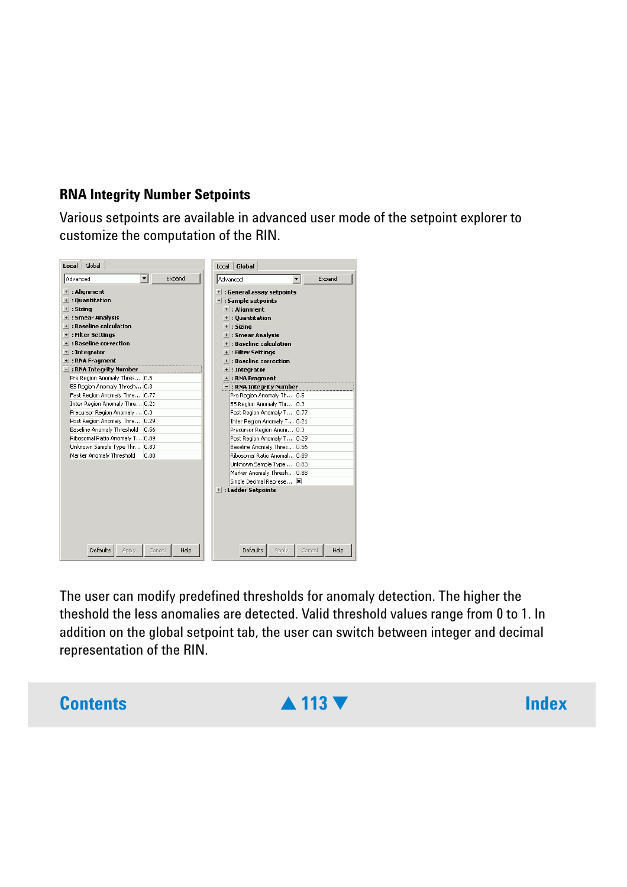### RNA Integrity Number Setpoints

Various setpoints are available in advanced user mode of the setpoint explorer to customize the computation of the RIN.

The user can modify predefined thresholds for anomaly detection. The higher the theshold the less anomalies are detected. Valid threshold values range from 0 to 1. In addition on the global setpoint tab, the user can switch between integer and decimal representation of the RIN.